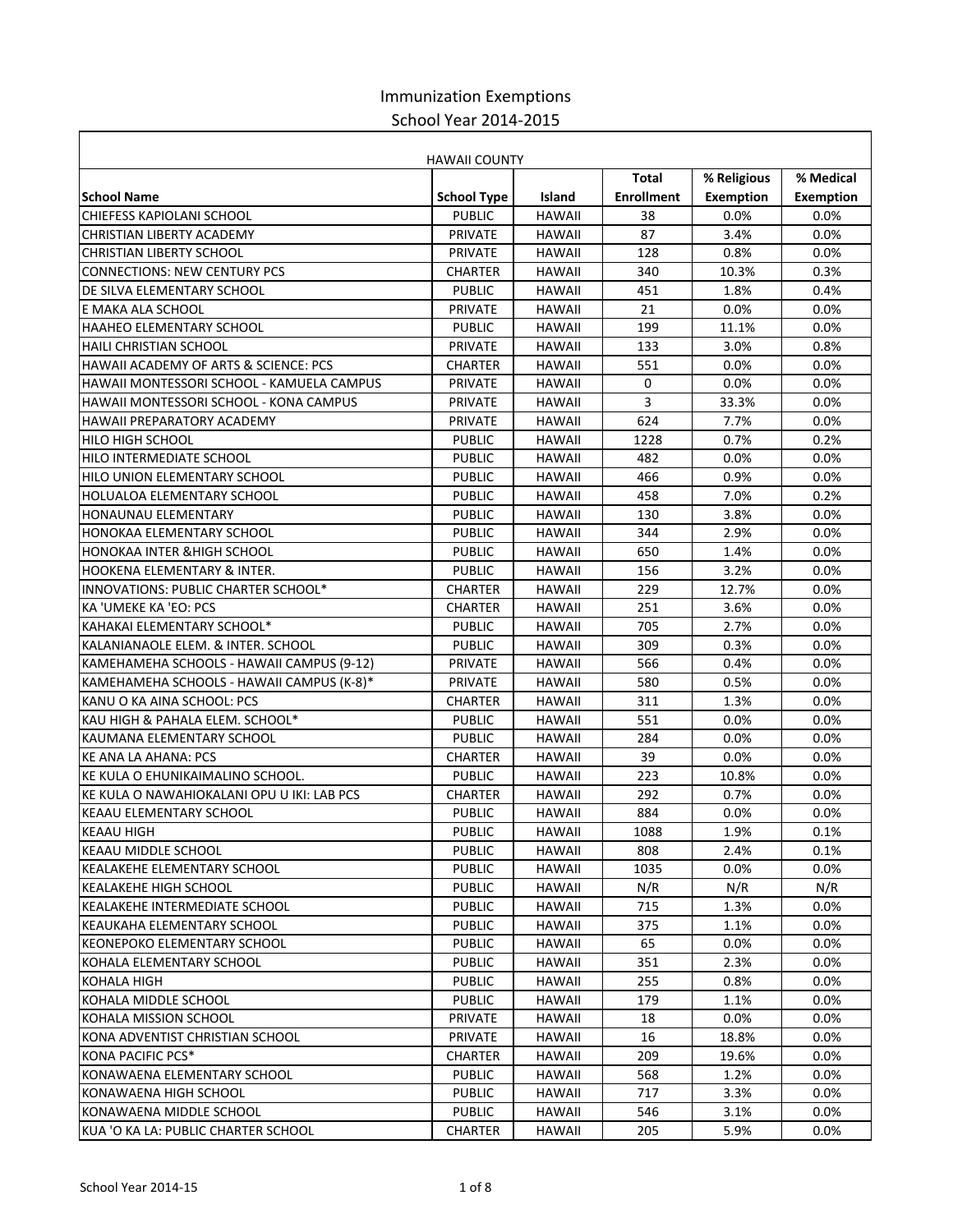# Immunization Exemptions

## School Year 2014-2015

| HAWAII COUNTY | | | | | |
|---|---|---|---|---|---|
| **School Name** | **School Type** | **Island** | **Total Enrollment** | **% Religious Exemption** | **% Medical Exemption** |
| CHIEFESS KAPIOLANI SCHOOL | PUBLIC | HAWAII | 38 | 0.0% | 0.0% |
| CHRISTIAN LIBERTY ACADEMY | PRIVATE | HAWAII | 87 | 3.4% | 0.0% |
| CHRISTIAN LIBERTY SCHOOL | PRIVATE | HAWAII | 128 | 0.8% | 0.0% |
| CONNECTIONS: NEW CENTURY PCS | CHARTER | HAWAII | 340 | 10.3% | 0.3% |
| DE SILVA ELEMENTARY SCHOOL | PUBLIC | HAWAII | 451 | 1.8% | 0.4% |
| E MAKA ALA SCHOOL | PRIVATE | HAWAII | 21 | 0.0% | 0.0% |
| HAAHEO ELEMENTARY SCHOOL | PUBLIC | HAWAII | 199 | 11.1% | 0.0% |
| HAILI CHRISTIAN SCHOOL | PRIVATE | HAWAII | 133 | 3.0% | 0.8% |
| HAWAII ACADEMY OF ARTS & SCIENCE: PCS | CHARTER | HAWAII | 551 | 0.0% | 0.0% |
| HAWAII MONTESSORI SCHOOL - KAMUELA CAMPUS | PRIVATE | HAWAII | 0 | 0.0% | 0.0% |
| HAWAII MONTESSORI SCHOOL - KONA CAMPUS | PRIVATE | HAWAII | 3 | 33.3% | 0.0% |
| HAWAII PREPARATORY ACADEMY | PRIVATE | HAWAII | 624 | 7.7% | 0.0% |
| HILO HIGH SCHOOL | PUBLIC | HAWAII | 1228 | 0.7% | 0.2% |
| HILO INTERMEDIATE SCHOOL | PUBLIC | HAWAII | 482 | 0.0% | 0.0% |
| HILO UNION ELEMENTARY SCHOOL | PUBLIC | HAWAII | 466 | 0.9% | 0.0% |
| HOLUALOA ELEMENTARY SCHOOL | PUBLIC | HAWAII | 458 | 7.0% | 0.2% |
| HONAUNAU ELEMENTARY | PUBLIC | HAWAII | 130 | 3.8% | 0.0% |
| HONOKAA ELEMENTARY SCHOOL | PUBLIC | HAWAII | 344 | 2.9% | 0.0% |
| HONOKAA INTER &HIGH SCHOOL | PUBLIC | HAWAII | 650 | 1.4% | 0.0% |
| HOOKENA ELEMENTARY & INTER. | PUBLIC | HAWAII | 156 | 3.2% | 0.0% |
| INNOVATIONS: PUBLIC CHARTER SCHOOL* | CHARTER | HAWAII | 229 | 12.7% | 0.0% |
| KA 'UMEKE KA 'EO: PCS | CHARTER | HAWAII | 251 | 3.6% | 0.0% |
| KAHAKAI ELEMENTARY SCHOOL* | PUBLIC | HAWAII | 705 | 2.7% | 0.0% |
| KALANIANAOLE ELEM. & INTER. SCHOOL | PUBLIC | HAWAII | 309 | 0.3% | 0.0% |
| KAMEHAMEHA SCHOOLS - HAWAII CAMPUS (9-12) | PRIVATE | HAWAII | 566 | 0.4% | 0.0% |
| KAMEHAMEHA SCHOOLS - HAWAII CAMPUS (K-8)* | PRIVATE | HAWAII | 580 | 0.5% | 0.0% |
| KANU O KA AINA SCHOOL: PCS | CHARTER | HAWAII | 311 | 1.3% | 0.0% |
| KAU HIGH & PAHALA ELEM. SCHOOL* | PUBLIC | HAWAII | 551 | 0.0% | 0.0% |
| KAUMANA ELEMENTARY SCHOOL | PUBLIC | HAWAII | 284 | 0.0% | 0.0% |
| KE ANA LA AHANA: PCS | CHARTER | HAWAII | 39 | 0.0% | 0.0% |
| KE KULA O EHUNIKAIMALINO SCHOOL. | PUBLIC | HAWAII | 223 | 10.8% | 0.0% |
| KE KULA O NAWAHIOKALANI OPU U IKI: LAB PCS | CHARTER | HAWAII | 292 | 0.7% | 0.0% |
| KEAAU ELEMENTARY SCHOOL | PUBLIC | HAWAII | 884 | 0.0% | 0.0% |
| KEAAU HIGH | PUBLIC | HAWAII | 1088 | 1.9% | 0.1% |
| KEAAU MIDDLE SCHOOL | PUBLIC | HAWAII | 808 | 2.4% | 0.1% |
| KEALAKEHE ELEMENTARY SCHOOL | PUBLIC | HAWAII | 1035 | 0.0% | 0.0% |
| KEALAKEHE HIGH SCHOOL | PUBLIC | HAWAII | N/R | N/R | N/R |
| KEALAKEHE INTERMEDIATE SCHOOL | PUBLIC | HAWAII | 715 | 1.3% | 0.0% |
| KEAUKAHA ELEMENTARY SCHOOL | PUBLIC | HAWAII | 375 | 1.1% | 0.0% |
| KEONEPOKO ELEMENTARY SCHOOL | PUBLIC | HAWAII | 65 | 0.0% | 0.0% |
| KOHALA ELEMENTARY SCHOOL | PUBLIC | HAWAII | 351 | 2.3% | 0.0% |
| KOHALA HIGH | PUBLIC | HAWAII | 255 | 0.8% | 0.0% |
| KOHALA MIDDLE SCHOOL | PUBLIC | HAWAII | 179 | 1.1% | 0.0% |
| KOHALA MISSION SCHOOL | PRIVATE | HAWAII | 18 | 0.0% | 0.0% |
| KONA ADVENTIST CHRISTIAN SCHOOL | PRIVATE | HAWAII | 16 | 18.8% | 0.0% |
| KONA PACIFIC PCS* | CHARTER | HAWAII | 209 | 19.6% | 0.0% |
| KONAWAENA ELEMENTARY SCHOOL | PUBLIC | HAWAII | 568 | 1.2% | 0.0% |
| KONAWAENA HIGH SCHOOL | PUBLIC | HAWAII | 717 | 3.3% | 0.0% |
| KONAWAENA MIDDLE SCHOOL | PUBLIC | HAWAII | 546 | 3.1% | 0.0% |
| KUA 'O KA LA: PUBLIC CHARTER SCHOOL | CHARTER | HAWAII | 205 | 5.9% | 0.0% |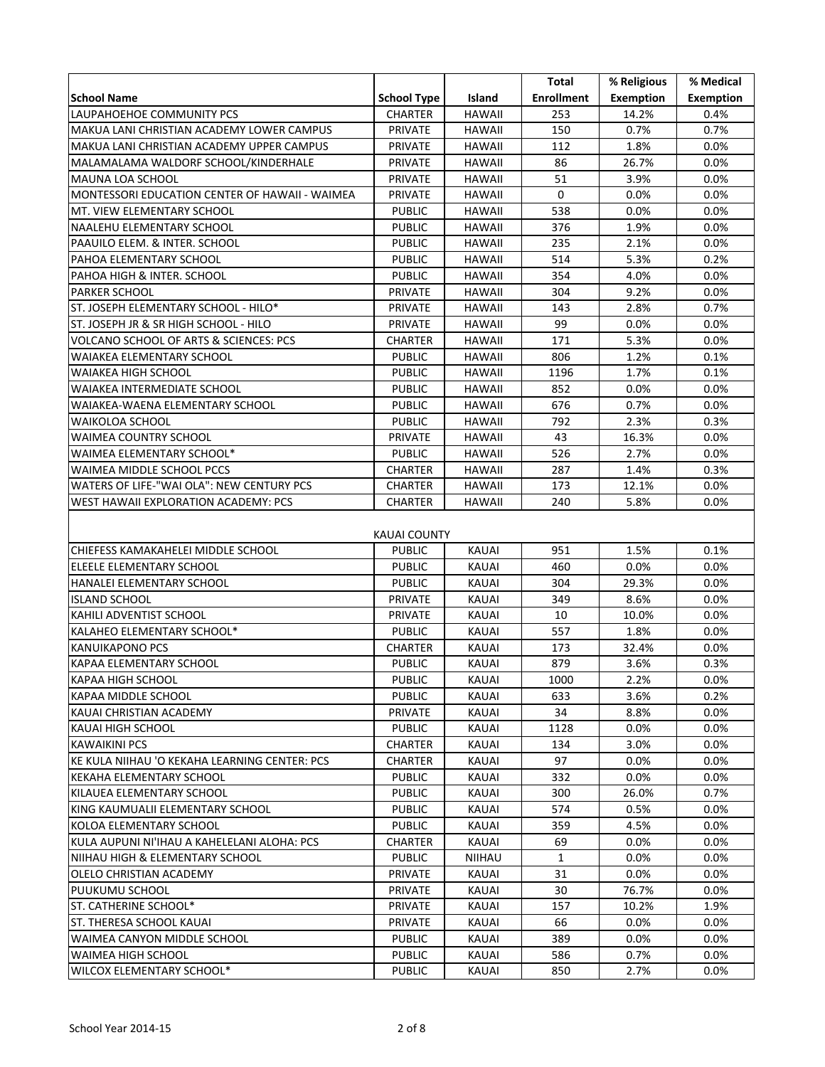| School Name | School Type | Island | Total Enrollment | % Religious Exemption | % Medical Exemption |
|---|---|---|---|---|---|
| LAUPAHOEHOE COMMUNITY PCS | CHARTER | HAWAII | 253 | 14.2% | 0.4% |
| MAKUA LANI CHRISTIAN ACADEMY LOWER CAMPUS | PRIVATE | HAWAII | 150 | 0.7% | 0.7% |
| MAKUA LANI CHRISTIAN ACADEMY UPPER CAMPUS | PRIVATE | HAWAII | 112 | 1.8% | 0.0% |
| MALAMALAMA WALDORF SCHOOL/KINDERHALE | PRIVATE | HAWAII | 86 | 26.7% | 0.0% |
| MAUNA LOA SCHOOL | PRIVATE | HAWAII | 51 | 3.9% | 0.0% |
| MONTESSORI EDUCATION CENTER OF HAWAII - WAIMEA | PRIVATE | HAWAII | 0 | 0.0% | 0.0% |
| MT. VIEW ELEMENTARY SCHOOL | PUBLIC | HAWAII | 538 | 0.0% | 0.0% |
| NAALEHU ELEMENTARY SCHOOL | PUBLIC | HAWAII | 376 | 1.9% | 0.0% |
| PAAUILO ELEM. & INTER. SCHOOL | PUBLIC | HAWAII | 235 | 2.1% | 0.0% |
| PAHOA ELEMENTARY SCHOOL | PUBLIC | HAWAII | 514 | 5.3% | 0.2% |
| PAHOA HIGH & INTER. SCHOOL | PUBLIC | HAWAII | 354 | 4.0% | 0.0% |
| PARKER SCHOOL | PRIVATE | HAWAII | 304 | 9.2% | 0.0% |
| ST. JOSEPH ELEMENTARY SCHOOL - HILO* | PRIVATE | HAWAII | 143 | 2.8% | 0.7% |
| ST. JOSEPH JR & SR HIGH SCHOOL - HILO | PRIVATE | HAWAII | 99 | 0.0% | 0.0% |
| VOLCANO SCHOOL OF ARTS & SCIENCES: PCS | CHARTER | HAWAII | 171 | 5.3% | 0.0% |
| WAIAKEA ELEMENTARY SCHOOL | PUBLIC | HAWAII | 806 | 1.2% | 0.1% |
| WAIAKEA HIGH SCHOOL | PUBLIC | HAWAII | 1196 | 1.7% | 0.1% |
| WAIAKEA INTERMEDIATE SCHOOL | PUBLIC | HAWAII | 852 | 0.0% | 0.0% |
| WAIAKEA-WAENA ELEMENTARY SCHOOL | PUBLIC | HAWAII | 676 | 0.7% | 0.0% |
| WAIKOLOA SCHOOL | PUBLIC | HAWAII | 792 | 2.3% | 0.3% |
| WAIMEA COUNTRY SCHOOL | PRIVATE | HAWAII | 43 | 16.3% | 0.0% |
| WAIMEA ELEMENTARY SCHOOL* | PUBLIC | HAWAII | 526 | 2.7% | 0.0% |
| WAIMEA MIDDLE SCHOOL PCCS | CHARTER | HAWAII | 287 | 1.4% | 0.3% |
| WATERS OF LIFE-"WAI OLA": NEW CENTURY PCS | CHARTER | HAWAII | 173 | 12.1% | 0.0% |
| WEST HAWAII EXPLORATION ACADEMY: PCS | CHARTER | HAWAII | 240 | 5.8% | 0.0% |
| | KAUAI COUNTY | | | | |
| CHIEFESS KAMAKAHELEI MIDDLE SCHOOL | PUBLIC | KAUAI | 951 | 1.5% | 0.1% |
| ELEELE ELEMENTARY SCHOOL | PUBLIC | KAUAI | 460 | 0.0% | 0.0% |
| HANALEI ELEMENTARY SCHOOL | PUBLIC | KAUAI | 304 | 29.3% | 0.0% |
| ISLAND SCHOOL | PRIVATE | KAUAI | 349 | 8.6% | 0.0% |
| KAHILI ADVENTIST SCHOOL | PRIVATE | KAUAI | 10 | 10.0% | 0.0% |
| KALAHEO ELEMENTARY SCHOOL* | PUBLIC | KAUAI | 557 | 1.8% | 0.0% |
| KANUIKAPONO PCS | CHARTER | KAUAI | 173 | 32.4% | 0.0% |
| KAPAA ELEMENTARY SCHOOL | PUBLIC | KAUAI | 879 | 3.6% | 0.3% |
| KAPAA HIGH SCHOOL | PUBLIC | KAUAI | 1000 | 2.2% | 0.0% |
| KAPAA MIDDLE SCHOOL | PUBLIC | KAUAI | 633 | 3.6% | 0.2% |
| KAUAI CHRISTIAN ACADEMY | PRIVATE | KAUAI | 34 | 8.8% | 0.0% |
| KAUAI HIGH SCHOOL | PUBLIC | KAUAI | 1128 | 0.0% | 0.0% |
| KAWAIKINI PCS | CHARTER | KAUAI | 134 | 3.0% | 0.0% |
| KE KULA NIIHAU 'O KEKAHA LEARNING CENTER: PCS | CHARTER | KAUAI | 97 | 0.0% | 0.0% |
| KEKAHA ELEMENTARY SCHOOL | PUBLIC | KAUAI | 332 | 0.0% | 0.0% |
| KILAUEA ELEMENTARY SCHOOL | PUBLIC | KAUAI | 300 | 26.0% | 0.7% |
| KING KAUMUALII ELEMENTARY SCHOOL | PUBLIC | KAUAI | 574 | 0.5% | 0.0% |
| KOLOA ELEMENTARY SCHOOL | PUBLIC | KAUAI | 359 | 4.5% | 0.0% |
| KULA AUPUNI NI'IHAU A KAHELELANI ALOHA: PCS | CHARTER | KAUAI | 69 | 0.0% | 0.0% |
| NIIHAU HIGH & ELEMENTARY SCHOOL | PUBLIC | NIIHAU | 1 | 0.0% | 0.0% |
| OLELO CHRISTIAN ACADEMY | PRIVATE | KAUAI | 31 | 0.0% | 0.0% |
| PUUKUMU SCHOOL | PRIVATE | KAUAI | 30 | 76.7% | 0.0% |
| ST. CATHERINE SCHOOL* | PRIVATE | KAUAI | 157 | 10.2% | 1.9% |
| ST. THERESA SCHOOL KAUAI | PRIVATE | KAUAI | 66 | 0.0% | 0.0% |
| WAIMEA CANYON MIDDLE SCHOOL | PUBLIC | KAUAI | 389 | 0.0% | 0.0% |
| WAIMEA HIGH SCHOOL | PUBLIC | KAUAI | 586 | 0.7% | 0.0% |
| WILCOX ELEMENTARY SCHOOL* | PUBLIC | KAUAI | 850 | 2.7% | 0.0% |

School Year 2014-15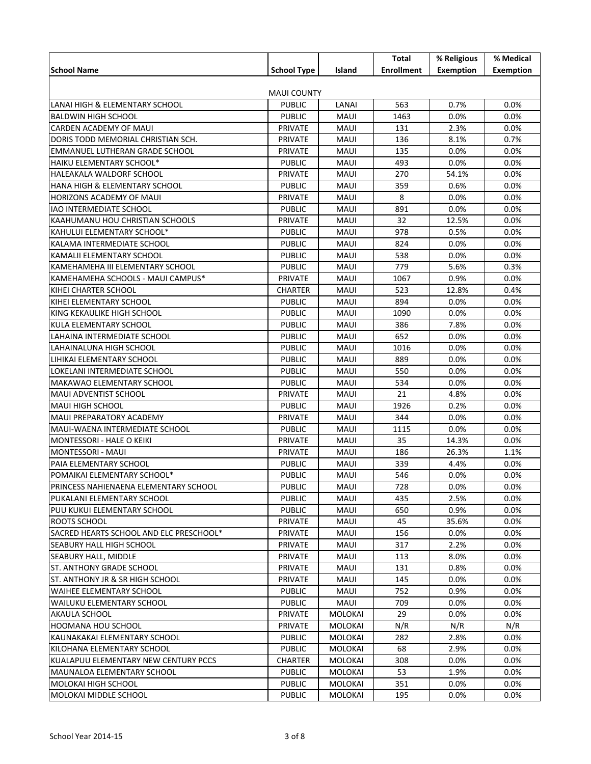| School Name | School Type | Island | Total Enrollment | % Religious Exemption | % Medical Exemption |
|---|---|---|---|---|---|
| | MAUI COUNTY | | | | |
| LANAI HIGH & ELEMENTARY SCHOOL | PUBLIC | LANAI | 563 | 0.7% | 0.0% |
| BALDWIN HIGH SCHOOL | PUBLIC | MAUI | 1463 | 0.0% | 0.0% |
| CARDEN ACADEMY OF MAUI | PRIVATE | MAUI | 131 | 2.3% | 0.0% |
| DORIS TODD MEMORIAL CHRISTIAN SCH. | PRIVATE | MAUI | 136 | 8.1% | 0.7% |
| EMMANUEL LUTHERAN GRADE SCHOOL | PRIVATE | MAUI | 135 | 0.0% | 0.0% |
| HAIKU ELEMENTARY SCHOOL* | PUBLIC | MAUI | 493 | 0.0% | 0.0% |
| HALEAKALA WALDORF SCHOOL | PRIVATE | MAUI | 270 | 54.1% | 0.0% |
| HANA HIGH & ELEMENTARY SCHOOL | PUBLIC | MAUI | 359 | 0.6% | 0.0% |
| HORIZONS ACADEMY OF MAUI | PRIVATE | MAUI | 8 | 0.0% | 0.0% |
| IAO INTERMEDIATE SCHOOL | PUBLIC | MAUI | 891 | 0.0% | 0.0% |
| KAAHUMANU HOU CHRISTIAN SCHOOLS | PRIVATE | MAUI | 32 | 12.5% | 0.0% |
| KAHULUI ELEMENTARY SCHOOL* | PUBLIC | MAUI | 978 | 0.5% | 0.0% |
| KALAMA INTERMEDIATE SCHOOL | PUBLIC | MAUI | 824 | 0.0% | 0.0% |
| KAMALII ELEMENTARY SCHOOL | PUBLIC | MAUI | 538 | 0.0% | 0.0% |
| KAMEHAMEHA III ELEMENTARY SCHOOL | PUBLIC | MAUI | 779 | 5.6% | 0.3% |
| KAMEHAMEHA SCHOOLS - MAUI CAMPUS* | PRIVATE | MAUI | 1067 | 0.9% | 0.0% |
| KIHEI CHARTER SCHOOL | CHARTER | MAUI | 523 | 12.8% | 0.4% |
| KIHEI ELEMENTARY SCHOOL | PUBLIC | MAUI | 894 | 0.0% | 0.0% |
| KING KEKAULIKE HIGH SCHOOL | PUBLIC | MAUI | 1090 | 0.0% | 0.0% |
| KULA ELEMENTARY SCHOOL | PUBLIC | MAUI | 386 | 7.8% | 0.0% |
| LAHAINA INTERMEDIATE SCHOOL | PUBLIC | MAUI | 652 | 0.0% | 0.0% |
| LAHAINALUNA HIGH SCHOOL | PUBLIC | MAUI | 1016 | 0.0% | 0.0% |
| LIHIKAI ELEMENTARY SCHOOL | PUBLIC | MAUI | 889 | 0.0% | 0.0% |
| LOKELANI INTERMEDIATE SCHOOL | PUBLIC | MAUI | 550 | 0.0% | 0.0% |
| MAKAWAO ELEMENTARY SCHOOL | PUBLIC | MAUI | 534 | 0.0% | 0.0% |
| MAUI ADVENTIST SCHOOL | PRIVATE | MAUI | 21 | 4.8% | 0.0% |
| MAUI HIGH SCHOOL | PUBLIC | MAUI | 1926 | 0.2% | 0.0% |
| MAUI PREPARATORY ACADEMY | PRIVATE | MAUI | 344 | 0.0% | 0.0% |
| MAUI-WAENA INTERMEDIATE SCHOOL | PUBLIC | MAUI | 1115 | 0.0% | 0.0% |
| MONTESSORI - HALE O KEIKI | PRIVATE | MAUI | 35 | 14.3% | 0.0% |
| MONTESSORI - MAUI | PRIVATE | MAUI | 186 | 26.3% | 1.1% |
| PAIA ELEMENTARY SCHOOL | PUBLIC | MAUI | 339 | 4.4% | 0.0% |
| POMAIKAI ELEMENTARY SCHOOL* | PUBLIC | MAUI | 546 | 0.0% | 0.0% |
| PRINCESS NAHIENAENA ELEMENTARY SCHOOL | PUBLIC | MAUI | 728 | 0.0% | 0.0% |
| PUKALANI ELEMENTARY SCHOOL | PUBLIC | MAUI | 435 | 2.5% | 0.0% |
| PUU KUKUI ELEMENTARY SCHOOL | PUBLIC | MAUI | 650 | 0.9% | 0.0% |
| ROOTS SCHOOL | PRIVATE | MAUI | 45 | 35.6% | 0.0% |
| SACRED HEARTS SCHOOL AND ELC PRESCHOOL* | PRIVATE | MAUI | 156 | 0.0% | 0.0% |
| SEABURY HALL HIGH SCHOOL | PRIVATE | MAUI | 317 | 2.2% | 0.0% |
| SEABURY HALL, MIDDLE | PRIVATE | MAUI | 113 | 8.0% | 0.0% |
| ST. ANTHONY GRADE SCHOOL | PRIVATE | MAUI | 131 | 0.8% | 0.0% |
| ST. ANTHONY JR & SR HIGH SCHOOL | PRIVATE | MAUI | 145 | 0.0% | 0.0% |
| WAIHEE ELEMENTARY SCHOOL | PUBLIC | MAUI | 752 | 0.9% | 0.0% |
| WAILUKU ELEMENTARY SCHOOL | PUBLIC | MAUI | 709 | 0.0% | 0.0% |
| AKAULA SCHOOL | PRIVATE | MOLOKAI | 29 | 0.0% | 0.0% |
| HOOMANA HOU SCHOOL | PRIVATE | MOLOKAI | N/R | N/R | N/R |
| KAUNAKAKAI ELEMENTARY SCHOOL | PUBLIC | MOLOKAI | 282 | 2.8% | 0.0% |
| KILOHANA ELEMENTARY SCHOOL | PUBLIC | MOLOKAI | 68 | 2.9% | 0.0% |
| KUALAPUU ELEMENTARY NEW CENTURY PCCS | CHARTER | MOLOKAI | 308 | 0.0% | 0.0% |
| MAUNALOA ELEMENTARY SCHOOL | PUBLIC | MOLOKAI | 53 | 1.9% | 0.0% |
| MOLOKAI HIGH SCHOOL | PUBLIC | MOLOKAI | 351 | 0.0% | 0.0% |
| MOLOKAI MIDDLE SCHOOL | PUBLIC | MOLOKAI | 195 | 0.0% | 0.0% |

School Year 2014-15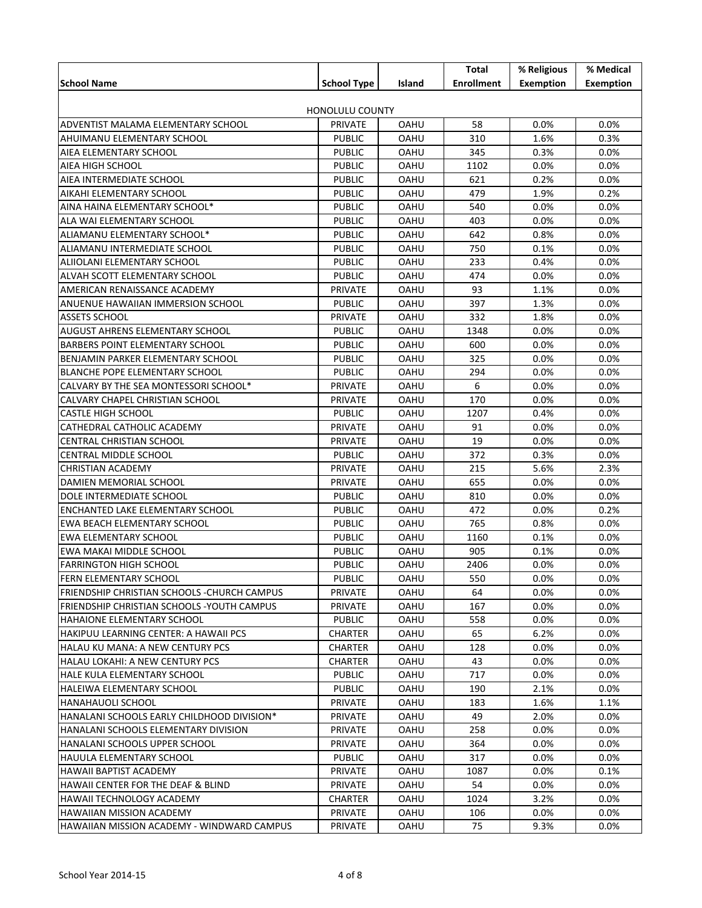| School Name | School Type | Island | Total Enrollment | % Religious Exemption | % Medical Exemption |
|---|---|---|---|---|---|
| HONOLULU COUNTY | | | | | |
| ADVENTIST MALAMA ELEMENTARY SCHOOL | PRIVATE | OAHU | 58 | 0.0% | 0.0% |
| AHUIMANU ELEMENTARY SCHOOL | PUBLIC | OAHU | 310 | 1.6% | 0.3% |
| AIEA ELEMENTARY SCHOOL | PUBLIC | OAHU | 345 | 0.3% | 0.0% |
| AIEA HIGH SCHOOL | PUBLIC | OAHU | 1102 | 0.0% | 0.0% |
| AIEA INTERMEDIATE SCHOOL | PUBLIC | OAHU | 621 | 0.2% | 0.0% |
| AIKAHI ELEMENTARY SCHOOL | PUBLIC | OAHU | 479 | 1.9% | 0.2% |
| AINA HAINA ELEMENTARY SCHOOL* | PUBLIC | OAHU | 540 | 0.0% | 0.0% |
| ALA WAI ELEMENTARY SCHOOL | PUBLIC | OAHU | 403 | 0.0% | 0.0% |
| ALIAMANU ELEMENTARY SCHOOL* | PUBLIC | OAHU | 642 | 0.8% | 0.0% |
| ALIAMANU INTERMEDIATE SCHOOL | PUBLIC | OAHU | 750 | 0.1% | 0.0% |
| ALIIOLANI ELEMENTARY SCHOOL | PUBLIC | OAHU | 233 | 0.4% | 0.0% |
| ALVAH SCOTT ELEMENTARY SCHOOL | PUBLIC | OAHU | 474 | 0.0% | 0.0% |
| AMERICAN RENAISSANCE ACADEMY | PRIVATE | OAHU | 93 | 1.1% | 0.0% |
| ANUENUE HAWAIIAN IMMERSION SCHOOL | PUBLIC | OAHU | 397 | 1.3% | 0.0% |
| ASSETS SCHOOL | PRIVATE | OAHU | 332 | 1.8% | 0.0% |
| AUGUST AHRENS ELEMENTARY SCHOOL | PUBLIC | OAHU | 1348 | 0.0% | 0.0% |
| BARBERS POINT ELEMENTARY SCHOOL | PUBLIC | OAHU | 600 | 0.0% | 0.0% |
| BENJAMIN PARKER ELEMENTARY SCHOOL | PUBLIC | OAHU | 325 | 0.0% | 0.0% |
| BLANCHE POPE ELEMENTARY SCHOOL | PUBLIC | OAHU | 294 | 0.0% | 0.0% |
| CALVARY BY THE SEA MONTESSORI SCHOOL* | PRIVATE | OAHU | 6 | 0.0% | 0.0% |
| CALVARY CHAPEL CHRISTIAN SCHOOL | PRIVATE | OAHU | 170 | 0.0% | 0.0% |
| CASTLE HIGH SCHOOL | PUBLIC | OAHU | 1207 | 0.4% | 0.0% |
| CATHEDRAL CATHOLIC ACADEMY | PRIVATE | OAHU | 91 | 0.0% | 0.0% |
| CENTRAL CHRISTIAN SCHOOL | PRIVATE | OAHU | 19 | 0.0% | 0.0% |
| CENTRAL MIDDLE SCHOOL | PUBLIC | OAHU | 372 | 0.3% | 0.0% |
| CHRISTIAN ACADEMY | PRIVATE | OAHU | 215 | 5.6% | 2.3% |
| DAMIEN MEMORIAL SCHOOL | PRIVATE | OAHU | 655 | 0.0% | 0.0% |
| DOLE INTERMEDIATE SCHOOL | PUBLIC | OAHU | 810 | 0.0% | 0.0% |
| ENCHANTED LAKE ELEMENTARY SCHOOL | PUBLIC | OAHU | 472 | 0.0% | 0.2% |
| EWA BEACH ELEMENTARY SCHOOL | PUBLIC | OAHU | 765 | 0.8% | 0.0% |
| EWA ELEMENTARY SCHOOL | PUBLIC | OAHU | 1160 | 0.1% | 0.0% |
| EWA MAKAI MIDDLE SCHOOL | PUBLIC | OAHU | 905 | 0.1% | 0.0% |
| FARRINGTON HIGH SCHOOL | PUBLIC | OAHU | 2406 | 0.0% | 0.0% |
| FERN ELEMENTARY SCHOOL | PUBLIC | OAHU | 550 | 0.0% | 0.0% |
| FRIENDSHIP CHRISTIAN SCHOOLS -CHURCH CAMPUS | PRIVATE | OAHU | 64 | 0.0% | 0.0% |
| FRIENDSHIP CHRISTIAN SCHOOLS -YOUTH CAMPUS | PRIVATE | OAHU | 167 | 0.0% | 0.0% |
| HAHAIONE ELEMENTARY SCHOOL | PUBLIC | OAHU | 558 | 0.0% | 0.0% |
| HAKIPUU LEARNING CENTER: A HAWAII PCS | CHARTER | OAHU | 65 | 6.2% | 0.0% |
| HALAU KU MANA: A NEW CENTURY PCS | CHARTER | OAHU | 128 | 0.0% | 0.0% |
| HALAU LOKAHI: A NEW CENTURY PCS | CHARTER | OAHU | 43 | 0.0% | 0.0% |
| HALE KULA ELEMENTARY SCHOOL | PUBLIC | OAHU | 717 | 0.0% | 0.0% |
| HALEIWA ELEMENTARY SCHOOL | PUBLIC | OAHU | 190 | 2.1% | 0.0% |
| HANAHAUOLI SCHOOL | PRIVATE | OAHU | 183 | 1.6% | 1.1% |
| HANALANI SCHOOLS EARLY CHILDHOOD DIVISION* | PRIVATE | OAHU | 49 | 2.0% | 0.0% |
| HANALANI SCHOOLS ELEMENTARY DIVISION | PRIVATE | OAHU | 258 | 0.0% | 0.0% |
| HANALANI SCHOOLS UPPER SCHOOL | PRIVATE | OAHU | 364 | 0.0% | 0.0% |
| HAUULA ELEMENTARY SCHOOL | PUBLIC | OAHU | 317 | 0.0% | 0.0% |
| HAWAII BAPTIST ACADEMY | PRIVATE | OAHU | 1087 | 0.0% | 0.1% |
| HAWAII CENTER FOR THE DEAF & BLIND | PRIVATE | OAHU | 54 | 0.0% | 0.0% |
| HAWAII TECHNOLOGY ACADEMY | CHARTER | OAHU | 1024 | 3.2% | 0.0% |
| HAWAIIAN MISSION ACADEMY | PRIVATE | OAHU | 106 | 0.0% | 0.0% |
| HAWAIIAN MISSION ACADEMY - WINDWARD CAMPUS | PRIVATE | OAHU | 75 | 9.3% | 0.0% |

School Year 2014-15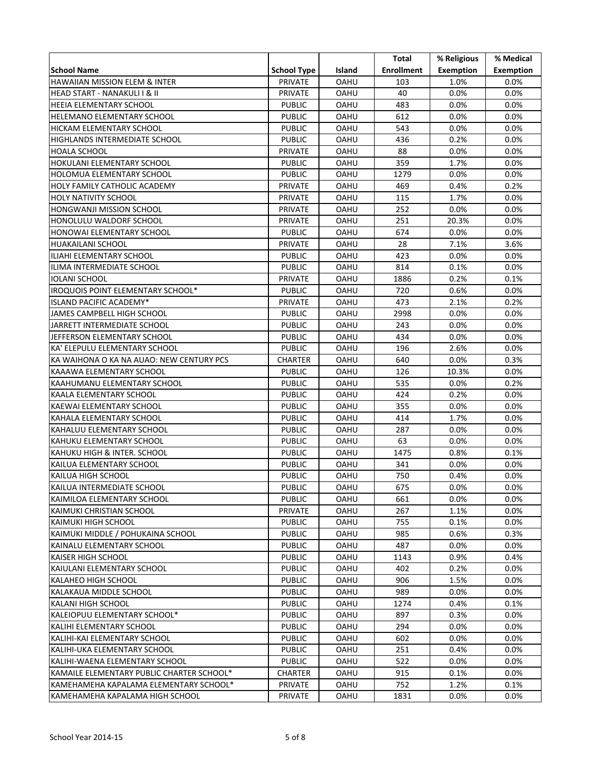| School Name | School Type | Island | Total Enrollment | % Religious Exemption | % Medical Exemption |
|---|---|---|---|---|---|
| HAWAIIAN MISSION ELEM & INTER | PRIVATE | OAHU | 103 | 1.0% | 0.0% |
| HEAD START - NANAKULI I & II | PRIVATE | OAHU | 40 | 0.0% | 0.0% |
| HEEIA ELEMENTARY SCHOOL | PUBLIC | OAHU | 483 | 0.0% | 0.0% |
| HELEMANO ELEMENTARY SCHOOL | PUBLIC | OAHU | 612 | 0.0% | 0.0% |
| HICKAM ELEMENTARY SCHOOL | PUBLIC | OAHU | 543 | 0.0% | 0.0% |
| HIGHLANDS INTERMEDIATE SCHOOL | PUBLIC | OAHU | 436 | 0.2% | 0.0% |
| HOALA SCHOOL | PRIVATE | OAHU | 88 | 0.0% | 0.0% |
| HOKULANI ELEMENTARY SCHOOL | PUBLIC | OAHU | 359 | 1.7% | 0.0% |
| HOLOMUA ELEMENTARY SCHOOL | PUBLIC | OAHU | 1279 | 0.0% | 0.0% |
| HOLY FAMILY CATHOLIC ACADEMY | PRIVATE | OAHU | 469 | 0.4% | 0.2% |
| HOLY NATIVITY SCHOOL | PRIVATE | OAHU | 115 | 1.7% | 0.0% |
| HONGWANJI MISSION SCHOOL | PRIVATE | OAHU | 252 | 0.0% | 0.0% |
| HONOLULU WALDORF SCHOOL | PRIVATE | OAHU | 251 | 20.3% | 0.0% |
| HONOWAI ELEMENTARY SCHOOL | PUBLIC | OAHU | 674 | 0.0% | 0.0% |
| HUAKAILANI SCHOOL | PRIVATE | OAHU | 28 | 7.1% | 3.6% |
| ILIAHI ELEMENTARY SCHOOL | PUBLIC | OAHU | 423 | 0.0% | 0.0% |
| ILIMA INTERMEDIATE SCHOOL | PUBLIC | OAHU | 814 | 0.1% | 0.0% |
| IOLANI SCHOOL | PRIVATE | OAHU | 1886 | 0.2% | 0.1% |
| IROQUOIS POINT ELEMENTARY SCHOOL* | PUBLIC | OAHU | 720 | 0.6% | 0.0% |
| ISLAND PACIFIC ACADEMY* | PRIVATE | OAHU | 473 | 2.1% | 0.2% |
| JAMES CAMPBELL HIGH SCHOOL | PUBLIC | OAHU | 2998 | 0.0% | 0.0% |
| JARRETT INTERMEDIATE SCHOOL | PUBLIC | OAHU | 243 | 0.0% | 0.0% |
| JEFFERSON ELEMENTARY SCHOOL | PUBLIC | OAHU | 434 | 0.0% | 0.0% |
| KA' ELEPULU ELEMENTARY SCHOOL | PUBLIC | OAHU | 196 | 2.6% | 0.0% |
| KA WAIHONA O KA NA AUAO: NEW CENTURY PCS | CHARTER | OAHU | 640 | 0.0% | 0.3% |
| KAAAWA ELEMENTARY SCHOOL | PUBLIC | OAHU | 126 | 10.3% | 0.0% |
| KAAHUMANU ELEMENTARY SCHOOL | PUBLIC | OAHU | 535 | 0.0% | 0.2% |
| KAALA ELEMENTARY SCHOOL | PUBLIC | OAHU | 424 | 0.2% | 0.0% |
| KAEWAI ELEMENTARY SCHOOL | PUBLIC | OAHU | 355 | 0.0% | 0.0% |
| KAHALA ELEMENTARY SCHOOL | PUBLIC | OAHU | 414 | 1.7% | 0.0% |
| KAHALUU ELEMENTARY SCHOOL | PUBLIC | OAHU | 287 | 0.0% | 0.0% |
| KAHUKU ELEMENTARY SCHOOL | PUBLIC | OAHU | 63 | 0.0% | 0.0% |
| KAHUKU HIGH & INTER. SCHOOL | PUBLIC | OAHU | 1475 | 0.8% | 0.1% |
| KAILUA ELEMENTARY SCHOOL | PUBLIC | OAHU | 341 | 0.0% | 0.0% |
| KAILUA HIGH SCHOOL | PUBLIC | OAHU | 750 | 0.4% | 0.0% |
| KAILUA INTERMEDIATE SCHOOL | PUBLIC | OAHU | 675 | 0.0% | 0.0% |
| KAIMILOA ELEMENTARY SCHOOL | PUBLIC | OAHU | 661 | 0.0% | 0.0% |
| KAIMUKI CHRISTIAN SCHOOL | PRIVATE | OAHU | 267 | 1.1% | 0.0% |
| KAIMUKI HIGH SCHOOL | PUBLIC | OAHU | 755 | 0.1% | 0.0% |
| KAIMUKI MIDDLE / POHUKAINA SCHOOL | PUBLIC | OAHU | 985 | 0.6% | 0.3% |
| KAINALU ELEMENTARY SCHOOL | PUBLIC | OAHU | 487 | 0.0% | 0.0% |
| KAISER HIGH SCHOOL | PUBLIC | OAHU | 1143 | 0.9% | 0.4% |
| KAIULANI ELEMENTARY SCHOOL | PUBLIC | OAHU | 402 | 0.2% | 0.0% |
| KALAHEO HIGH SCHOOL | PUBLIC | OAHU | 906 | 1.5% | 0.0% |
| KALAKAUA MIDDLE SCHOOL | PUBLIC | OAHU | 989 | 0.0% | 0.0% |
| KALANI HIGH SCHOOL | PUBLIC | OAHU | 1274 | 0.4% | 0.1% |
| KALEIOPUU ELEMENTARY SCHOOL* | PUBLIC | OAHU | 897 | 0.3% | 0.0% |
| KALIHI ELEMENTARY SCHOOL | PUBLIC | OAHU | 294 | 0.0% | 0.0% |
| KALIHI-KAI ELEMENTARY SCHOOL | PUBLIC | OAHU | 602 | 0.0% | 0.0% |
| KALIHI-UKA ELEMENTARY SCHOOL | PUBLIC | OAHU | 251 | 0.4% | 0.0% |
| KALIHI-WAENA ELEMENTARY SCHOOL | PUBLIC | OAHU | 522 | 0.0% | 0.0% |
| KAMAILE ELEMENTARY PUBLIC CHARTER SCHOOL* | CHARTER | OAHU | 915 | 0.1% | 0.0% |
| KAMEHAMEHA KAPALAMA ELEMENTARY SCHOOL* | PRIVATE | OAHU | 752 | 1.2% | 0.1% |
| KAMEHAMEHA KAPALAMA HIGH SCHOOL | PRIVATE | OAHU | 1831 | 0.0% | 0.0% |

School Year 2014-15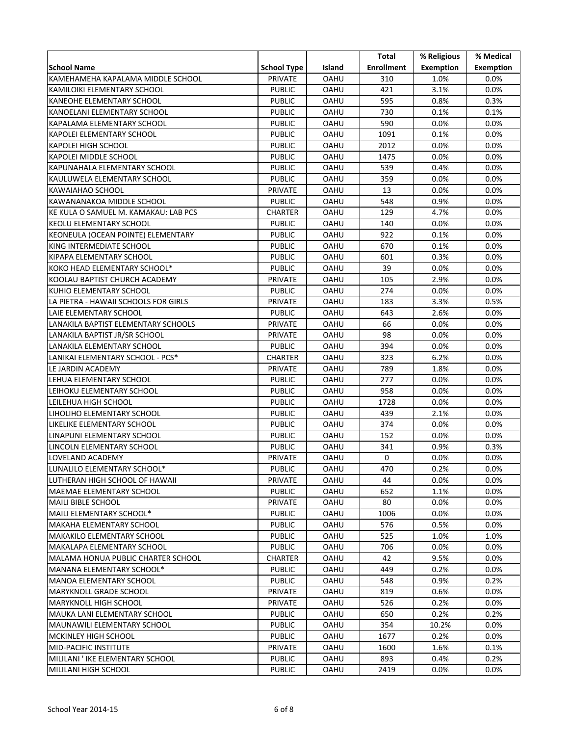| School Name | School Type | Island | Total Enrollment | % Religious Exemption | % Medical Exemption |
|---|---|---|---|---|---|
| KAMEHAMEHA KAPALAMA MIDDLE SCHOOL | PRIVATE | OAHU | 310 | 1.0% | 0.0% |
| KAMILOIKI ELEMENTARY SCHOOL | PUBLIC | OAHU | 421 | 3.1% | 0.0% |
| KANEOHE ELEMENTARY SCHOOL | PUBLIC | OAHU | 595 | 0.8% | 0.3% |
| KANOELANI ELEMENTARY SCHOOL | PUBLIC | OAHU | 730 | 0.1% | 0.1% |
| KAPALAMA ELEMENTARY SCHOOL | PUBLIC | OAHU | 590 | 0.0% | 0.0% |
| KAPOLEI ELEMENTARY SCHOOL | PUBLIC | OAHU | 1091 | 0.1% | 0.0% |
| KAPOLEI HIGH SCHOOL | PUBLIC | OAHU | 2012 | 0.0% | 0.0% |
| KAPOLEI MIDDLE SCHOOL | PUBLIC | OAHU | 1475 | 0.0% | 0.0% |
| KAPUNAHALA ELEMENTARY SCHOOL | PUBLIC | OAHU | 539 | 0.4% | 0.0% |
| KAULUWELA ELEMENTARY SCHOOL | PUBLIC | OAHU | 359 | 0.0% | 0.0% |
| KAWAIAHAO SCHOOL | PRIVATE | OAHU | 13 | 0.0% | 0.0% |
| KAWANANAKOA MIDDLE SCHOOL | PUBLIC | OAHU | 548 | 0.9% | 0.0% |
| KE KULA O SAMUEL M. KAMAKAU: LAB PCS | CHARTER | OAHU | 129 | 4.7% | 0.0% |
| KEOLU ELEMENTARY SCHOOL | PUBLIC | OAHU | 140 | 0.0% | 0.0% |
| KEONEULA (OCEAN POINTE) ELEMENTARY | PUBLIC | OAHU | 922 | 0.1% | 0.0% |
| KING INTERMEDIATE SCHOOL | PUBLIC | OAHU | 670 | 0.1% | 0.0% |
| KIPAPA ELEMENTARY SCHOOL | PUBLIC | OAHU | 601 | 0.3% | 0.0% |
| KOKO HEAD ELEMENTARY SCHOOL* | PUBLIC | OAHU | 39 | 0.0% | 0.0% |
| KOOLAU BAPTIST CHURCH ACADEMY | PRIVATE | OAHU | 105 | 2.9% | 0.0% |
| KUHIO ELEMENTARY SCHOOL | PUBLIC | OAHU | 274 | 0.0% | 0.0% |
| LA PIETRA - HAWAII SCHOOLS FOR GIRLS | PRIVATE | OAHU | 183 | 3.3% | 0.5% |
| LAIE ELEMENTARY SCHOOL | PUBLIC | OAHU | 643 | 2.6% | 0.0% |
| LANAKILA BAPTIST ELEMENTARY SCHOOLS | PRIVATE | OAHU | 66 | 0.0% | 0.0% |
| LANAKILA BAPTIST JR/SR SCHOOL | PRIVATE | OAHU | 98 | 0.0% | 0.0% |
| LANAKILA ELEMENTARY SCHOOL | PUBLIC | OAHU | 394 | 0.0% | 0.0% |
| LANIKAI ELEMENTARY SCHOOL - PCS* | CHARTER | OAHU | 323 | 6.2% | 0.0% |
| LE JARDIN ACADEMY | PRIVATE | OAHU | 789 | 1.8% | 0.0% |
| LEHUA ELEMENTARY SCHOOL | PUBLIC | OAHU | 277 | 0.0% | 0.0% |
| LEIHOKU ELEMENTARY SCHOOL | PUBLIC | OAHU | 958 | 0.0% | 0.0% |
| LEILEHUA HIGH SCHOOL | PUBLIC | OAHU | 1728 | 0.0% | 0.0% |
| LIHOLIHO ELEMENTARY SCHOOL | PUBLIC | OAHU | 439 | 2.1% | 0.0% |
| LIKELIKE ELEMENTARY SCHOOL | PUBLIC | OAHU | 374 | 0.0% | 0.0% |
| LINAPUNI ELEMENTARY SCHOOL | PUBLIC | OAHU | 152 | 0.0% | 0.0% |
| LINCOLN ELEMENTARY SCHOOL | PUBLIC | OAHU | 341 | 0.9% | 0.3% |
| LOVELAND ACADEMY | PRIVATE | OAHU | 0 | 0.0% | 0.0% |
| LUNALILO ELEMENTARY SCHOOL* | PUBLIC | OAHU | 470 | 0.2% | 0.0% |
| LUTHERAN HIGH SCHOOL OF HAWAII | PRIVATE | OAHU | 44 | 0.0% | 0.0% |
| MAEMAE ELEMENTARY SCHOOL | PUBLIC | OAHU | 652 | 1.1% | 0.0% |
| MAILI BIBLE SCHOOL | PRIVATE | OAHU | 80 | 0.0% | 0.0% |
| MAILI ELEMENTARY SCHOOL* | PUBLIC | OAHU | 1006 | 0.0% | 0.0% |
| MAKAHA ELEMENTARY SCHOOL | PUBLIC | OAHU | 576 | 0.5% | 0.0% |
| MAKAKILO ELEMENTARY SCHOOL | PUBLIC | OAHU | 525 | 1.0% | 1.0% |
| MAKALAPA ELEMENTARY SCHOOL | PUBLIC | OAHU | 706 | 0.0% | 0.0% |
| MALAMA HONUA PUBLIC CHARTER SCHOOL | CHARTER | OAHU | 42 | 9.5% | 0.0% |
| MANANA ELEMENTARY SCHOOL* | PUBLIC | OAHU | 449 | 0.2% | 0.0% |
| MANOA ELEMENTARY SCHOOL | PUBLIC | OAHU | 548 | 0.9% | 0.2% |
| MARYKNOLL GRADE SCHOOL | PRIVATE | OAHU | 819 | 0.6% | 0.0% |
| MARYKNOLL HIGH SCHOOL | PRIVATE | OAHU | 526 | 0.2% | 0.0% |
| MAUKA LANI ELEMENTARY SCHOOL | PUBLIC | OAHU | 650 | 0.2% | 0.2% |
| MAUNAWILI ELEMENTARY SCHOOL | PUBLIC | OAHU | 354 | 10.2% | 0.0% |
| MCKINLEY HIGH SCHOOL | PUBLIC | OAHU | 1677 | 0.2% | 0.0% |
| MID-PACIFIC INSTITUTE | PRIVATE | OAHU | 1600 | 1.6% | 0.1% |
| MILILANI ' IKE ELEMENTARY SCHOOL | PUBLIC | OAHU | 893 | 0.4% | 0.2% |
| MILILANI HIGH SCHOOL | PUBLIC | OAHU | 2419 | 0.0% | 0.0% |

School Year 2014-15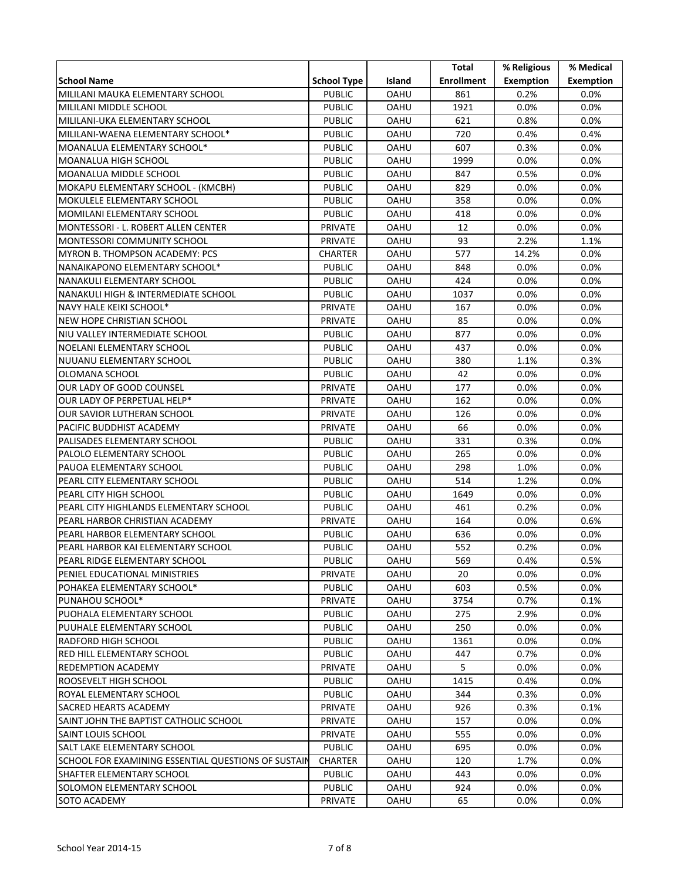| School Name | School Type | Island | Total Enrollment | % Religious Exemption | % Medical Exemption |
|---|---|---|---|---|---|
| MILILANI MAUKA ELEMENTARY SCHOOL | PUBLIC | OAHU | 861 | 0.2% | 0.0% |
| MILILANI MIDDLE SCHOOL | PUBLIC | OAHU | 1921 | 0.0% | 0.0% |
| MILILANI-UKA ELEMENTARY SCHOOL | PUBLIC | OAHU | 621 | 0.8% | 0.0% |
| MILILANI-WAENA ELEMENTARY SCHOOL* | PUBLIC | OAHU | 720 | 0.4% | 0.4% |
| MOANALUA ELEMENTARY SCHOOL* | PUBLIC | OAHU | 607 | 0.3% | 0.0% |
| MOANALUA HIGH SCHOOL | PUBLIC | OAHU | 1999 | 0.0% | 0.0% |
| MOANALUA MIDDLE SCHOOL | PUBLIC | OAHU | 847 | 0.5% | 0.0% |
| MOKAPU ELEMENTARY SCHOOL - (KMCBH) | PUBLIC | OAHU | 829 | 0.0% | 0.0% |
| MOKULELE ELEMENTARY SCHOOL | PUBLIC | OAHU | 358 | 0.0% | 0.0% |
| MOMILANI ELEMENTARY SCHOOL | PUBLIC | OAHU | 418 | 0.0% | 0.0% |
| MONTESSORI - L. ROBERT ALLEN CENTER | PRIVATE | OAHU | 12 | 0.0% | 0.0% |
| MONTESSORI COMMUNITY SCHOOL | PRIVATE | OAHU | 93 | 2.2% | 1.1% |
| MYRON B. THOMPSON ACADEMY: PCS | CHARTER | OAHU | 577 | 14.2% | 0.0% |
| NANAIKAPONO ELEMENTARY SCHOOL* | PUBLIC | OAHU | 848 | 0.0% | 0.0% |
| NANAKULI ELEMENTARY SCHOOL | PUBLIC | OAHU | 424 | 0.0% | 0.0% |
| NANAKULI HIGH & INTERMEDIATE SCHOOL | PUBLIC | OAHU | 1037 | 0.0% | 0.0% |
| NAVY HALE KEIKI SCHOOL* | PRIVATE | OAHU | 167 | 0.0% | 0.0% |
| NEW HOPE CHRISTIAN SCHOOL | PRIVATE | OAHU | 85 | 0.0% | 0.0% |
| NIU VALLEY INTERMEDIATE SCHOOL | PUBLIC | OAHU | 877 | 0.0% | 0.0% |
| NOELANI ELEMENTARY SCHOOL | PUBLIC | OAHU | 437 | 0.0% | 0.0% |
| NUUANU ELEMENTARY SCHOOL | PUBLIC | OAHU | 380 | 1.1% | 0.3% |
| OLOMANA SCHOOL | PUBLIC | OAHU | 42 | 0.0% | 0.0% |
| OUR LADY OF GOOD COUNSEL | PRIVATE | OAHU | 177 | 0.0% | 0.0% |
| OUR LADY OF PERPETUAL HELP* | PRIVATE | OAHU | 162 | 0.0% | 0.0% |
| OUR SAVIOR LUTHERAN SCHOOL | PRIVATE | OAHU | 126 | 0.0% | 0.0% |
| PACIFIC BUDDHIST ACADEMY | PRIVATE | OAHU | 66 | 0.0% | 0.0% |
| PALISADES ELEMENTARY SCHOOL | PUBLIC | OAHU | 331 | 0.3% | 0.0% |
| PALOLO ELEMENTARY SCHOOL | PUBLIC | OAHU | 265 | 0.0% | 0.0% |
| PAUOA ELEMENTARY SCHOOL | PUBLIC | OAHU | 298 | 1.0% | 0.0% |
| PEARL CITY ELEMENTARY SCHOOL | PUBLIC | OAHU | 514 | 1.2% | 0.0% |
| PEARL CITY HIGH SCHOOL | PUBLIC | OAHU | 1649 | 0.0% | 0.0% |
| PEARL CITY HIGHLANDS ELEMENTARY SCHOOL | PUBLIC | OAHU | 461 | 0.2% | 0.0% |
| PEARL HARBOR CHRISTIAN ACADEMY | PRIVATE | OAHU | 164 | 0.0% | 0.6% |
| PEARL HARBOR ELEMENTARY SCHOOL | PUBLIC | OAHU | 636 | 0.0% | 0.0% |
| PEARL HARBOR KAI ELEMENTARY SCHOOL | PUBLIC | OAHU | 552 | 0.2% | 0.0% |
| PEARL RIDGE ELEMENTARY SCHOOL | PUBLIC | OAHU | 569 | 0.4% | 0.5% |
| PENIEL EDUCATIONAL MINISTRIES | PRIVATE | OAHU | 20 | 0.0% | 0.0% |
| POHAKEA ELEMENTARY SCHOOL* | PUBLIC | OAHU | 603 | 0.5% | 0.0% |
| PUNAHOU SCHOOL* | PRIVATE | OAHU | 3754 | 0.7% | 0.1% |
| PUOHALA ELEMENTARY SCHOOL | PUBLIC | OAHU | 275 | 2.9% | 0.0% |
| PUUHALE ELEMENTARY SCHOOL | PUBLIC | OAHU | 250 | 0.0% | 0.0% |
| RADFORD HIGH SCHOOL | PUBLIC | OAHU | 1361 | 0.0% | 0.0% |
| RED HILL ELEMENTARY SCHOOL | PUBLIC | OAHU | 447 | 0.7% | 0.0% |
| REDEMPTION ACADEMY | PRIVATE | OAHU | 5 | 0.0% | 0.0% |
| ROOSEVELT HIGH SCHOOL | PUBLIC | OAHU | 1415 | 0.4% | 0.0% |
| ROYAL ELEMENTARY SCHOOL | PUBLIC | OAHU | 344 | 0.3% | 0.0% |
| SACRED HEARTS ACADEMY | PRIVATE | OAHU | 926 | 0.3% | 0.1% |
| SAINT JOHN THE BAPTIST CATHOLIC SCHOOL | PRIVATE | OAHU | 157 | 0.0% | 0.0% |
| SAINT LOUIS SCHOOL | PRIVATE | OAHU | 555 | 0.0% | 0.0% |
| SALT LAKE ELEMENTARY SCHOOL | PUBLIC | OAHU | 695 | 0.0% | 0.0% |
| SCHOOL FOR EXAMINING ESSENTIAL QUESTIONS OF SUSTAIN | CHARTER | OAHU | 120 | 1.7% | 0.0% |
| SHAFTER ELEMENTARY SCHOOL | PUBLIC | OAHU | 443 | 0.0% | 0.0% |
| SOLOMON ELEMENTARY SCHOOL | PUBLIC | OAHU | 924 | 0.0% | 0.0% |
| SOTO ACADEMY | PRIVATE | OAHU | 65 | 0.0% | 0.0% |

School Year 2014-15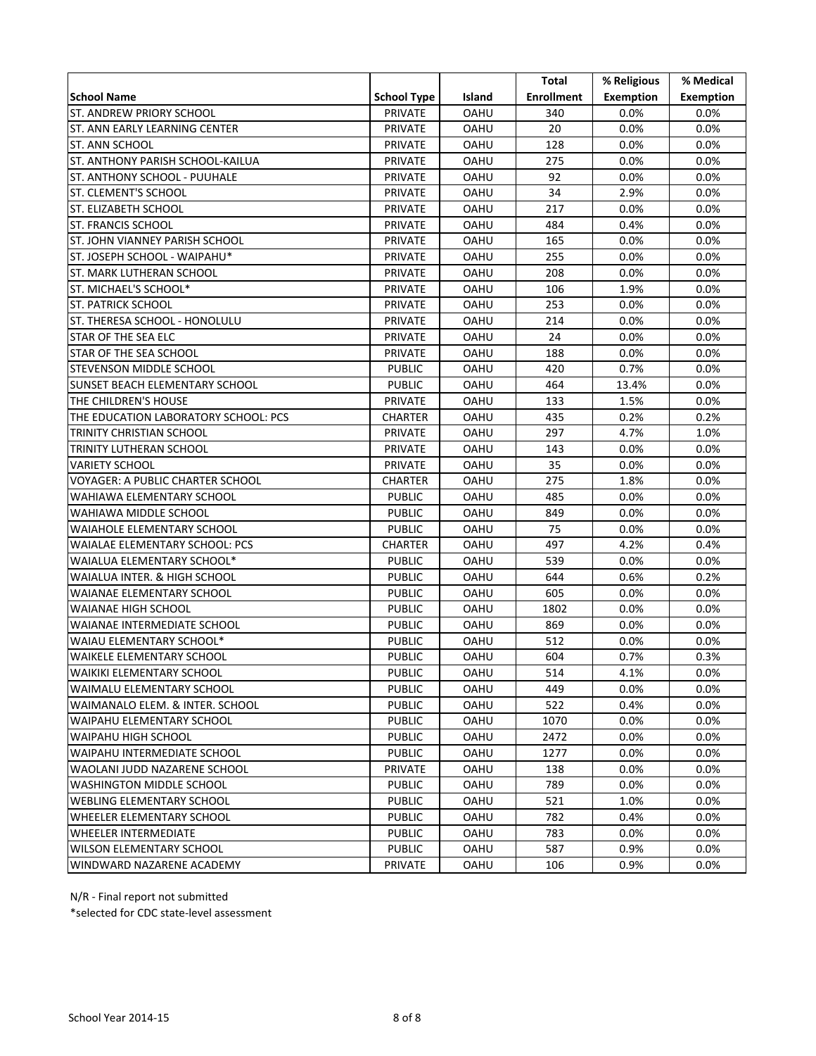| School Name | School Type | Island | Total Enrollment | % Religious Exemption | % Medical Exemption |
|---|---|---|---|---|---|
| ST. ANDREW PRIORY SCHOOL | PRIVATE | OAHU | 340 | 0.0% | 0.0% |
| ST. ANN EARLY LEARNING CENTER | PRIVATE | OAHU | 20 | 0.0% | 0.0% |
| ST. ANN SCHOOL | PRIVATE | OAHU | 128 | 0.0% | 0.0% |
| ST. ANTHONY PARISH SCHOOL-KAILUA | PRIVATE | OAHU | 275 | 0.0% | 0.0% |
| ST. ANTHONY SCHOOL - PUUHALE | PRIVATE | OAHU | 92 | 0.0% | 0.0% |
| ST. CLEMENT'S SCHOOL | PRIVATE | OAHU | 34 | 2.9% | 0.0% |
| ST. ELIZABETH SCHOOL | PRIVATE | OAHU | 217 | 0.0% | 0.0% |
| ST. FRANCIS SCHOOL | PRIVATE | OAHU | 484 | 0.4% | 0.0% |
| ST. JOHN VIANNEY PARISH SCHOOL | PRIVATE | OAHU | 165 | 0.0% | 0.0% |
| ST. JOSEPH SCHOOL - WAIPAHU* | PRIVATE | OAHU | 255 | 0.0% | 0.0% |
| ST. MARK LUTHERAN SCHOOL | PRIVATE | OAHU | 208 | 0.0% | 0.0% |
| ST. MICHAEL'S SCHOOL* | PRIVATE | OAHU | 106 | 1.9% | 0.0% |
| ST. PATRICK SCHOOL | PRIVATE | OAHU | 253 | 0.0% | 0.0% |
| ST. THERESA SCHOOL - HONOLULU | PRIVATE | OAHU | 214 | 0.0% | 0.0% |
| STAR OF THE SEA ELC | PRIVATE | OAHU | 24 | 0.0% | 0.0% |
| STAR OF THE SEA SCHOOL | PRIVATE | OAHU | 188 | 0.0% | 0.0% |
| STEVENSON MIDDLE SCHOOL | PUBLIC | OAHU | 420 | 0.7% | 0.0% |
| SUNSET BEACH ELEMENTARY SCHOOL | PUBLIC | OAHU | 464 | 13.4% | 0.0% |
| THE CHILDREN'S HOUSE | PRIVATE | OAHU | 133 | 1.5% | 0.0% |
| THE EDUCATION LABORATORY SCHOOL: PCS | CHARTER | OAHU | 435 | 0.2% | 0.2% |
| TRINITY CHRISTIAN SCHOOL | PRIVATE | OAHU | 297 | 4.7% | 1.0% |
| TRINITY LUTHERAN SCHOOL | PRIVATE | OAHU | 143 | 0.0% | 0.0% |
| VARIETY SCHOOL | PRIVATE | OAHU | 35 | 0.0% | 0.0% |
| VOYAGER: A PUBLIC CHARTER SCHOOL | CHARTER | OAHU | 275 | 1.8% | 0.0% |
| WAHIAWA ELEMENTARY SCHOOL | PUBLIC | OAHU | 485 | 0.0% | 0.0% |
| WAHIAWA MIDDLE SCHOOL | PUBLIC | OAHU | 849 | 0.0% | 0.0% |
| WAIAHOLE ELEMENTARY SCHOOL | PUBLIC | OAHU | 75 | 0.0% | 0.0% |
| WAIALAE ELEMENTARY SCHOOL: PCS | CHARTER | OAHU | 497 | 4.2% | 0.4% |
| WAIALUA ELEMENTARY SCHOOL* | PUBLIC | OAHU | 539 | 0.0% | 0.0% |
| WAIALUA INTER. & HIGH SCHOOL | PUBLIC | OAHU | 644 | 0.6% | 0.2% |
| WAIANAE ELEMENTARY SCHOOL | PUBLIC | OAHU | 605 | 0.0% | 0.0% |
| WAIANAE HIGH SCHOOL | PUBLIC | OAHU | 1802 | 0.0% | 0.0% |
| WAIANAE INTERMEDIATE SCHOOL | PUBLIC | OAHU | 869 | 0.0% | 0.0% |
| WAIAU ELEMENTARY SCHOOL* | PUBLIC | OAHU | 512 | 0.0% | 0.0% |
| WAIKELE ELEMENTARY SCHOOL | PUBLIC | OAHU | 604 | 0.7% | 0.3% |
| WAIKIKI ELEMENTARY SCHOOL | PUBLIC | OAHU | 514 | 4.1% | 0.0% |
| WAIMALU ELEMENTARY SCHOOL | PUBLIC | OAHU | 449 | 0.0% | 0.0% |
| WAIMANALO ELEM. & INTER. SCHOOL | PUBLIC | OAHU | 522 | 0.4% | 0.0% |
| WAIPAHU ELEMENTARY SCHOOL | PUBLIC | OAHU | 1070 | 0.0% | 0.0% |
| WAIPAHU HIGH SCHOOL | PUBLIC | OAHU | 2472 | 0.0% | 0.0% |
| WAIPAHU INTERMEDIATE SCHOOL | PUBLIC | OAHU | 1277 | 0.0% | 0.0% |
| WAOLANI JUDD NAZARENE SCHOOL | PRIVATE | OAHU | 138 | 0.0% | 0.0% |
| WASHINGTON MIDDLE SCHOOL | PUBLIC | OAHU | 789 | 0.0% | 0.0% |
| WEBLING ELEMENTARY SCHOOL | PUBLIC | OAHU | 521 | 1.0% | 0.0% |
| WHEELER ELEMENTARY SCHOOL | PUBLIC | OAHU | 782 | 0.4% | 0.0% |
| WHEELER INTERMEDIATE | PUBLIC | OAHU | 783 | 0.0% | 0.0% |
| WILSON ELEMENTARY SCHOOL | PUBLIC | OAHU | 587 | 0.9% | 0.0% |
| WINDWARD NAZARENE ACADEMY | PRIVATE | OAHU | 106 | 0.9% | 0.0% |

N/R - Final report not submitted

*selected for CDC state-level assessment

School Year 2014-15